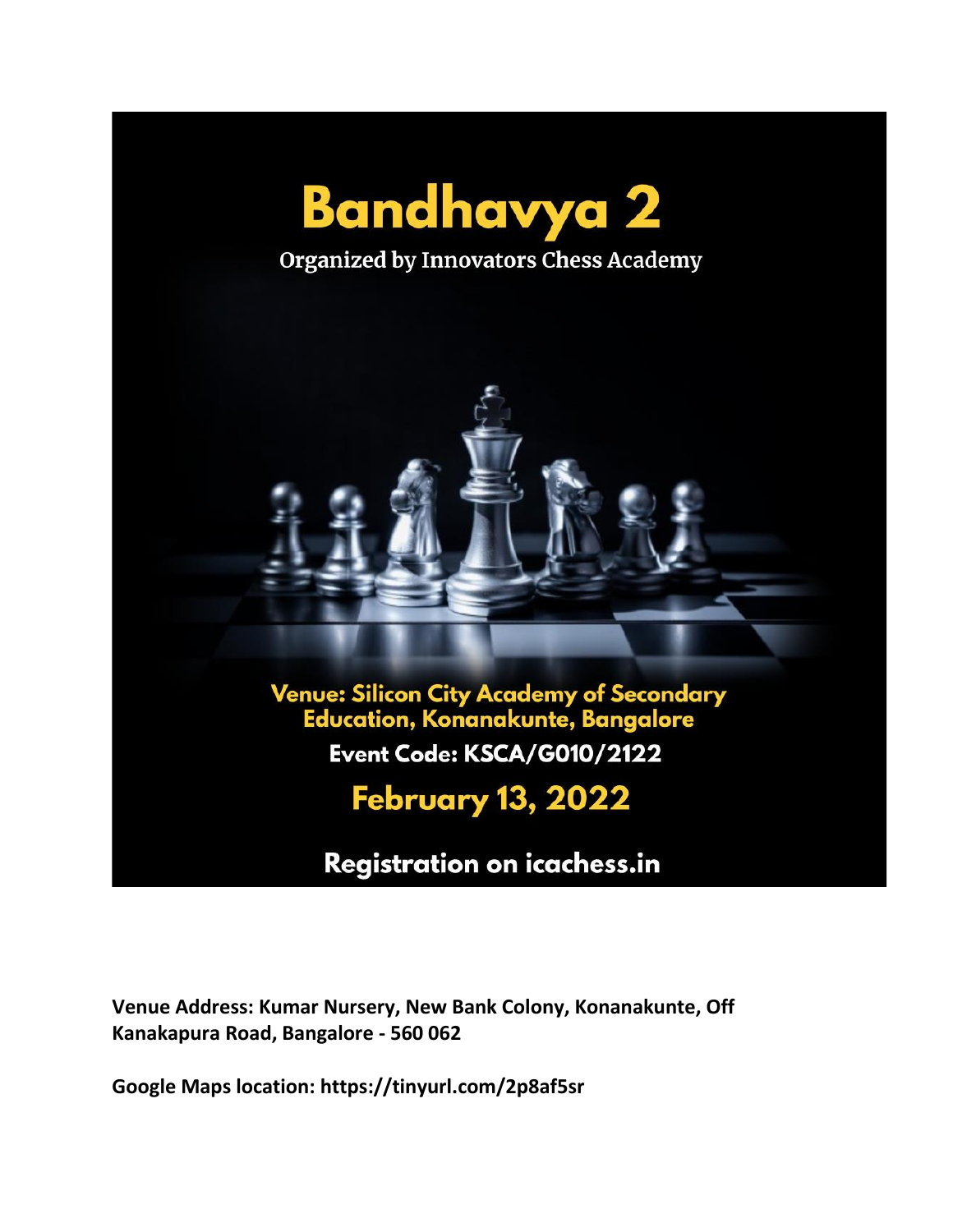# Bandhavya 2

Organized by Innovators Chess Academy

**Venue: Silicon City Academy of Secondary Education, Konanakunte, Bangalore**

**Event Code: KSCA/G010/2122**

## February 13, 2022

**Registration on icachess.in**

**Venue Address: Kumar Nursery, New Bank Colony, Konanakunte, Off Kanakapura Road, Bangalore - 560 062**

**Google Maps location: https://tinyurl.com/2p8af5sr**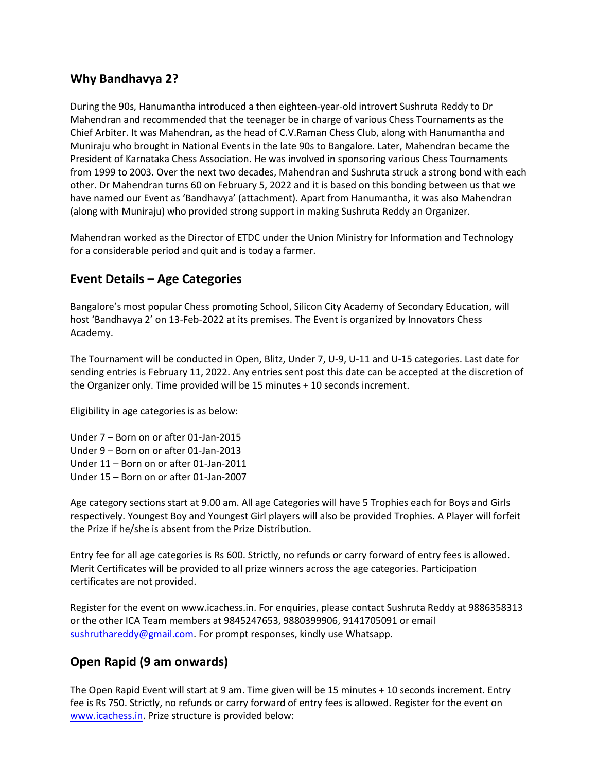## Why Bandhavya 2?

During the 90s, Hanumantha introduced a then eighteen-year-old introvert Sushruta Reddy to Dr Mahendran and recommended that the teenager be in charge of various Chess Tournaments as the Chief Arbiter. It was Mahendran, as the head of C.V.Raman Chess Club, along with Hanumantha and Muniraju who brought in National Events in the late 90s to Bangalore. Later, Mahendran became the President of Karnataka Chess Association. He was involved in sponsoring various Chess Tournaments from 1999 to 2003. Over the next two decades, Mahendran and Sushruta struck a strong bond with each other. Dr Mahendran turns 60 on February 5, 2022 and it is based on this bonding between us that we have named our Event as 'Bandhavya' (attachment). Apart from Hanumantha, it was also Mahendran (along with Muniraju) who provided strong support in making Sushruta Reddy an Organizer.

Mahendran worked as the Director of ETDC under the Union Ministry for Information and Technology for a considerable period and quit and is today a farmer.

## Event Details – Age Categories

Bangalore's most popular Chess promoting School, Silicon City Academy of Secondary Education, will host 'Bandhavya 2' on 13-Feb-2022 at its premises. The Event is organized by Innovators Chess Academy.

The Tournament will be conducted in Open, Blitz, Under 7, U-9, U-11 and U-15 categories. Last date for sending entries is February 11, 2022. Any entries sent post this date can be accepted at the discretion of the Organizer only. Time provided will be 15 minutes + 10 seconds increment.

Eligibility in age categories is as below:

Under 7 – Born on or after 01-Jan-2015  
Under 9 – Born on or after 01-Jan-2013  
Under 11 – Born on or after 01-Jan-2011  
Under 15 – Born on or after 01-Jan-2007

Age category sections start at 9.00 am. All age Categories will have 5 Trophies each for Boys and Girls respectively. Youngest Boy and Youngest Girl players will also be provided Trophies. A Player will forfeit the Prize if he/she is absent from the Prize Distribution.

Entry fee for all age categories is Rs 600. Strictly, no refunds or carry forward of entry fees is allowed. Merit Certificates will be provided to all prize winners across the age categories. Participation certificates are not provided.

Register for the event on www.icachess.in. For enquiries, please contact Sushruta Reddy at 9886358313 or the other ICA Team members at 9845247653, 9880399906, 9141705091 or email sushruthareddy@gmail.com. For prompt responses, kindly use Whatsapp.

## Open Rapid (9 am onwards)

The Open Rapid Event will start at 9 am. Time given will be 15 minutes + 10 seconds increment. Entry fee is Rs 750. Strictly, no refunds or carry forward of entry fees is allowed. Register for the event on www.icachess.in. Prize structure is provided below: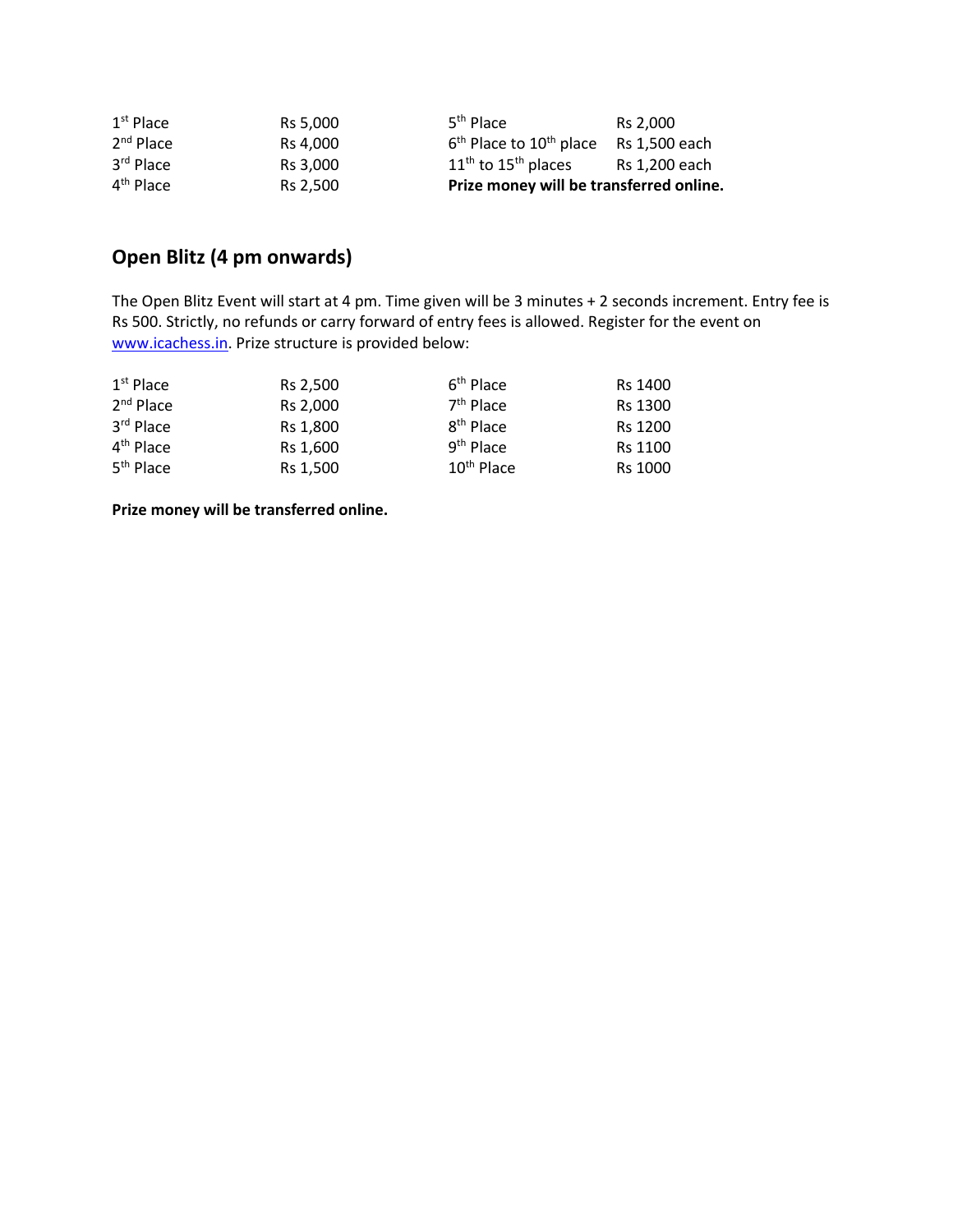| | | | |
|---|---|---|---|
| 1st Place | Rs 5,000 | 5th Place | Rs 2,000 |
| 2nd Place | Rs 4,000 | 6th Place to 10th place | Rs 1,500 each |
| 3rd Place | Rs 3,000 | 11th to 15th places | Rs 1,200 each |
| 4th Place | Rs 2,500 | **Prize money will be transferred online.** | |

## Open Blitz (4 pm onwards)

The Open Blitz Event will start at 4 pm. Time given will be 3 minutes + 2 seconds increment. Entry fee is Rs 500. Strictly, no refunds or carry forward of entry fees is allowed. Register for the event on www.icachess.in. Prize structure is provided below:

| | | | |
|---|---|---|---|
| 1st Place | Rs 2,500 | 6th Place | Rs 1400 |
| 2nd Place | Rs 2,000 | 7th Place | Rs 1300 |
| 3rd Place | Rs 1,800 | 8th Place | Rs 1200 |
| 4th Place | Rs 1,600 | 9th Place | Rs 1100 |
| 5th Place | Rs 1,500 | 10th Place | Rs 1000 |

**Prize money will be transferred online.**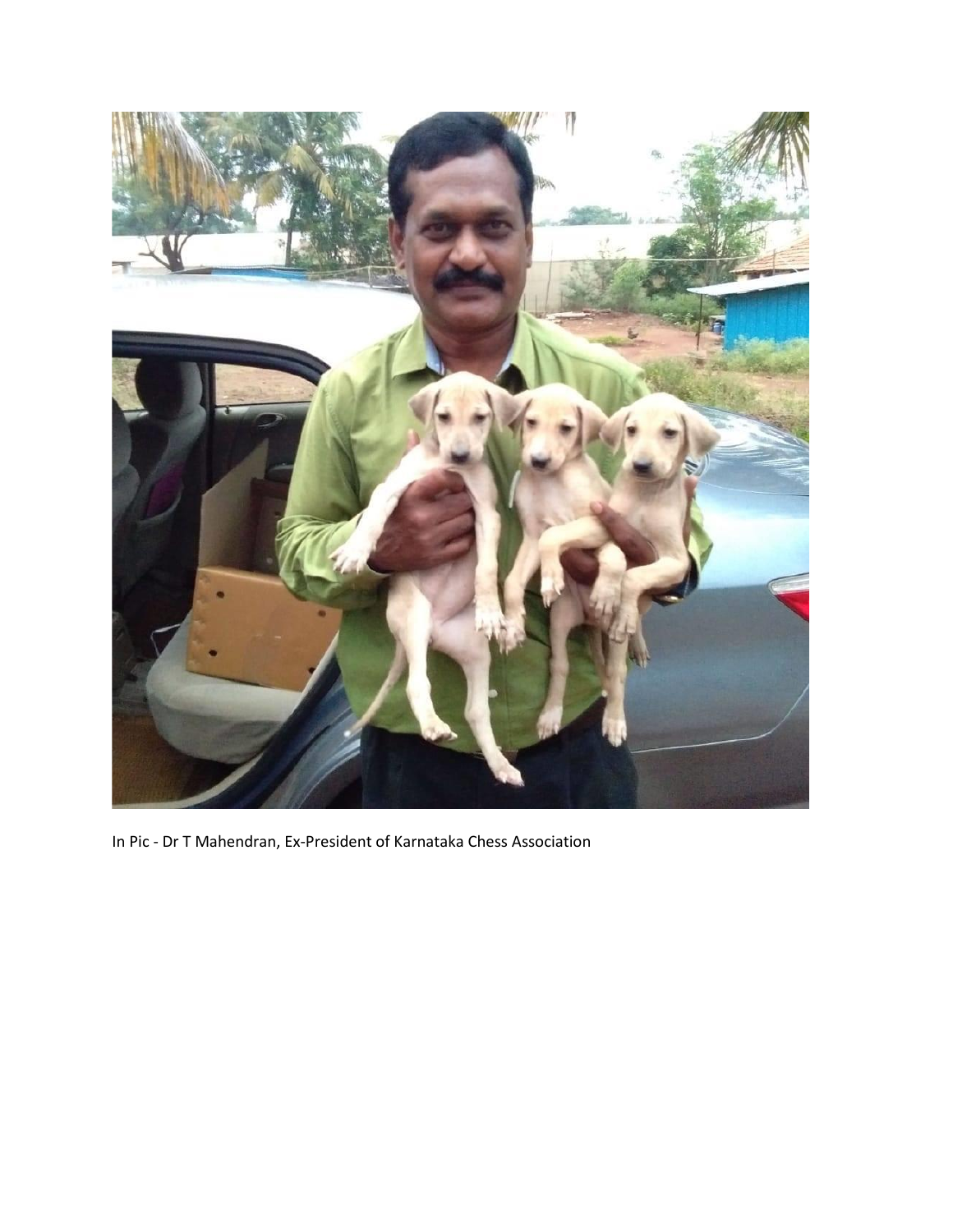In Pic - Dr T Mahendran, Ex-President of Karnataka Chess Association